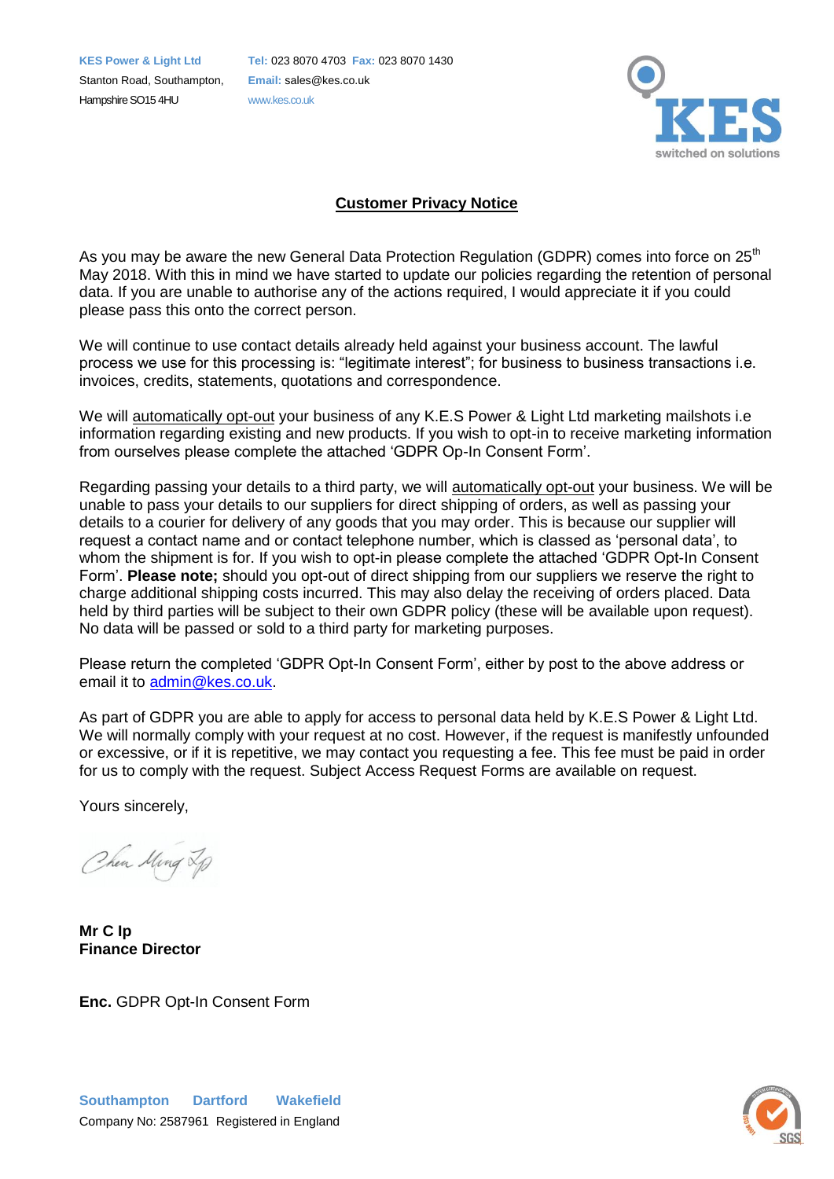**KES Power & Light Ltd**
Stanton Road, Southampton,
Hampshire SO15 4HU

**Tel:** 023 8070 4703 **Fax:** 023 8070 1430
**Email:** sales@kes.co.uk
www.kes.co.uk

KES
switched on solutions

## Customer Privacy Notice

As you may be aware the new General Data Protection Regulation (GDPR) comes into force on 25th May 2018. With this in mind we have started to update our policies regarding the retention of personal data. If you are unable to authorise any of the actions required, I would appreciate it if you could please pass this onto the correct person.

We will continue to use contact details already held against your business account. The lawful process we use for this processing is: "legitimate interest"; for business to business transactions i.e. invoices, credits, statements, quotations and correspondence.

We will automatically opt-out your business of any K.E.S Power & Light Ltd marketing mailshots i.e information regarding existing and new products. If you wish to opt-in to receive marketing information from ourselves please complete the attached 'GDPR Op-In Consent Form'.

Regarding passing your details to a third party, we will automatically opt-out your business. We will be unable to pass your details to our suppliers for direct shipping of orders, as well as passing your details to a courier for delivery of any goods that you may order. This is because our supplier will request a contact name and or contact telephone number, which is classed as 'personal data', to whom the shipment is for. If you wish to opt-in please complete the attached 'GDPR Opt-In Consent Form'. **Please note;** should you opt-out of direct shipping from our suppliers we reserve the right to charge additional shipping costs incurred. This may also delay the receiving of orders placed. Data held by third parties will be subject to their own GDPR policy (these will be available upon request). No data will be passed or sold to a third party for marketing purposes.

Please return the completed 'GDPR Opt-In Consent Form', either by post to the above address or email it to admin@kes.co.uk.

As part of GDPR you are able to apply for access to personal data held by K.E.S Power & Light Ltd. We will normally comply with your request at no cost. However, if the request is manifestly unfounded or excessive, or if it is repetitive, we may contact you requesting a fee. This fee must be paid in order for us to comply with the request. Subject Access Request Forms are available on request.

Yours sincerely,

Chun Ming Ip

**Mr C Ip**
**Finance Director**

**Enc.** GDPR Opt-In Consent Form

**Southampton** **Dartford** **Wakefield**
Company No: 2587961 Registered in England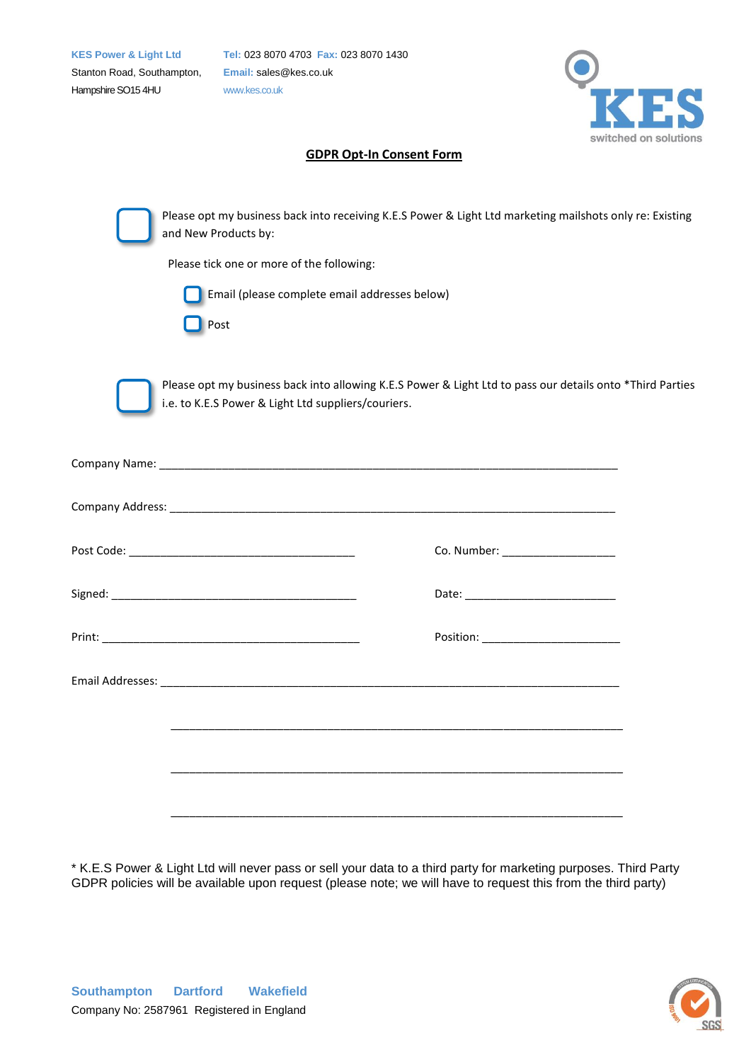**KES Power & Light Ltd**
Stanton Road, Southampton,
Hampshire SO15 4HU

**Tel:** 023 8070 4703 **Fax:** 023 8070 1430
**Email:** sales@kes.co.uk
www.kes.co.uk

KES
switched on solutions

## GDPR Opt-In Consent Form

☐ Please opt my business back into receiving K.E.S Power & Light Ltd marketing mailshots only re: Existing and New Products by:

Please tick one or more of the following:

- ☐ Email (please complete email addresses below)
- ☐ Post

☐ Please opt my business back into allowing K.E.S Power & Light Ltd to pass our details onto *Third Parties i.e. to K.E.S Power & Light Ltd suppliers/couriers.

Company Name: ___________________________________________________________________________

Company Address: _________________________________________________________________________

Post Code: _____________________________________ Co. Number: __________________

Signed: _________________________________________ Date: ________________________

Print: ___________________________________________ Position: ______________________

Email Addresses: __________________________________________________________________________

___________________________________________________________________________

___________________________________________________________________________

___________________________________________________________________________

* K.E.S Power & Light Ltd will never pass or sell your data to a third party for marketing purposes. Third Party GDPR policies will be available upon request (please note; we will have to request this from the third party)

**Southampton** **Dartford** **Wakefield**
Company No: 2587961 Registered in England